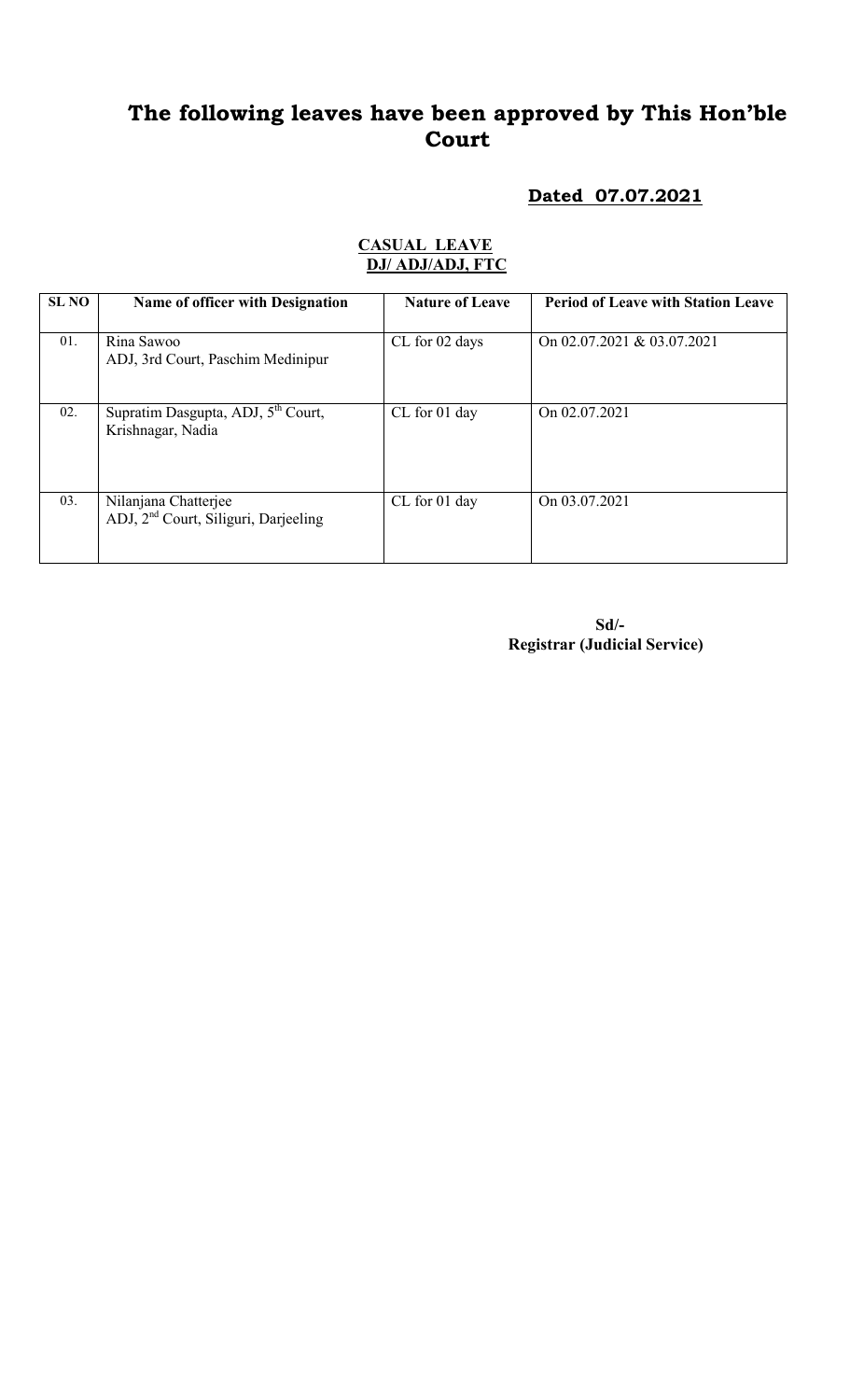# The following leaves have been approved by This Hon'ble Court

**Dated 07.07.2021**

**CASUAL LEAVE**
**DJ/ ADJ/ADJ, FTC**

| SL NO | Name of officer with Designation | Nature of Leave | Period of Leave with Station Leave |
|---|---|---|---|
| 01. | Rina Sawoo<br>ADJ, 3rd Court, Paschim Medinipur | CL for 02 days | On 02.07.2021 & 03.07.2021 |
| 02. | Supratim Dasgupta, ADJ, 5th Court, Krishnagar, Nadia | CL for 01 day | On 02.07.2021 |
| 03. | Nilanjana Chatterjee<br>ADJ, 2nd Court, Siliguri, Darjeeling | CL for 01 day | On 03.07.2021 |

**Sd/-**
**Registrar (Judicial Service)**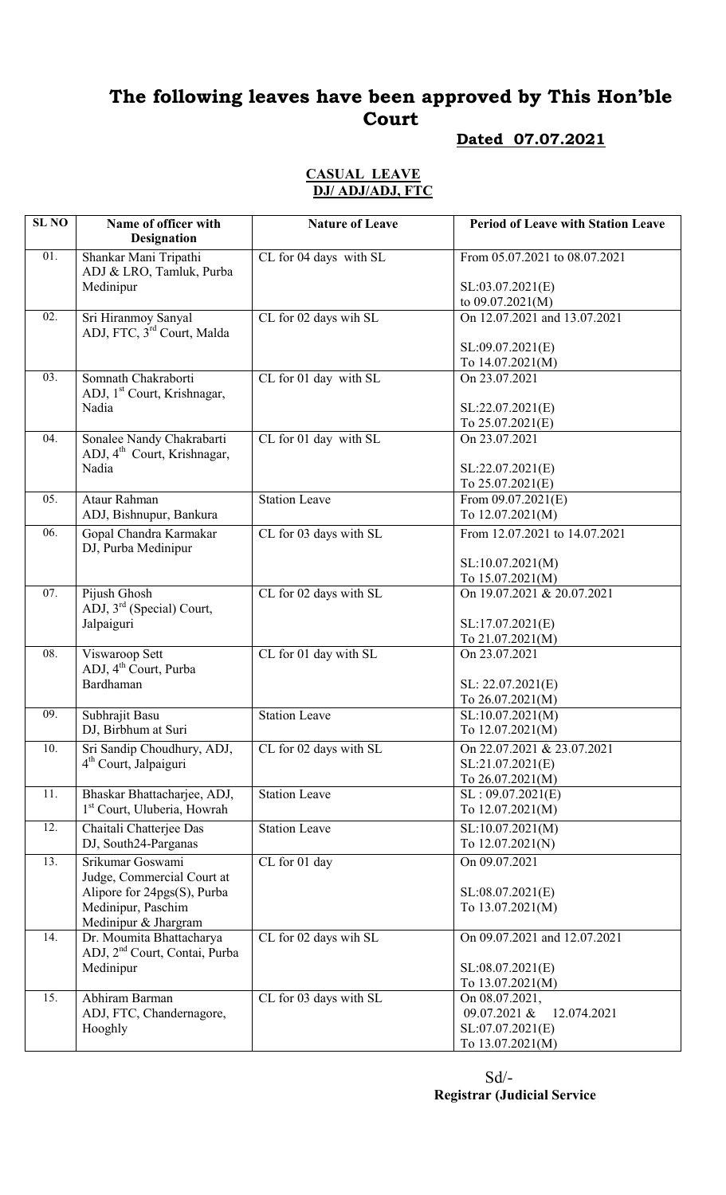# The following leaves have been approved by This Hon'ble Court

**Dated 07.07.2021**

**CASUAL LEAVE**
**DJ/ ADJ/ADJ, FTC**

| SL NO | Name of officer with Designation | Nature of Leave | Period of Leave with Station Leave |
|---|---|---|---|
| 01. | Shankar Mani Tripathi ADJ & LRO, Tamluk, Purba Medinipur | CL for 04 days with SL | From 05.07.2021 to 08.07.2021<br><br>SL:03.07.2021(E) to 09.07.2021(M) |
| 02. | Sri Hiranmoy Sanyal ADJ, FTC, 3rd Court, Malda | CL for 02 days wih SL | On 12.07.2021 and 13.07.2021<br><br>SL:09.07.2021(E) To 14.07.2021(M) |
| 03. | Somnath Chakraborti ADJ, 1st Court, Krishnagar, Nadia | CL for 01 day with SL | On 23.07.2021<br><br>SL:22.07.2021(E) To 25.07.2021(E) |
| 04. | Sonalee Nandy Chakrabarti ADJ, 4th Court, Krishnagar, Nadia | CL for 01 day with SL | On 23.07.2021<br><br>SL:22.07.2021(E) To 25.07.2021(E) |
| 05. | Ataur Rahman ADJ, Bishnupur, Bankura | Station Leave | From 09.07.2021(E) To 12.07.2021(M) |
| 06. | Gopal Chandra Karmakar DJ, Purba Medinipur | CL for 03 days with SL | From 12.07.2021 to 14.07.2021<br><br>SL:10.07.2021(M) To 15.07.2021(M) |
| 07. | Pijush Ghosh ADJ, 3rd (Special) Court, Jalpaiguri | CL for 02 days with SL | On 19.07.2021 & 20.07.2021<br><br>SL:17.07.2021(E) To 21.07.2021(M) |
| 08. | Viswaroop Sett ADJ, 4th Court, Purba Bardhaman | CL for 01 day with SL | On 23.07.2021<br><br>SL: 22.07.2021(E) To 26.07.2021(M) |
| 09. | Subhrajit Basu DJ, Birbhum at Suri | Station Leave | SL:10.07.2021(M) To 12.07.2021(M) |
| 10. | Sri Sandip Choudhury, ADJ, 4th Court, Jalpaiguri | CL for 02 days with SL | On 22.07.2021 & 23.07.2021<br>SL:21.07.2021(E)<br>To 26.07.2021(M) |
| 11. | Bhaskar Bhattacharjee, ADJ, 1st Court, Uluberia, Howrah | Station Leave | SL : 09.07.2021(E) To 12.07.2021(M) |
| 12. | Chaitali Chatterjee Das DJ, South24-Parganas | Station Leave | SL:10.07.2021(M) To 12.07.2021(N) |
| 13. | Srikumar Goswami Judge, Commercial Court at Alipore for 24pgs(S), Purba Medinipur, Paschim Medinipur & Jhargram | CL for 01 day | On 09.07.2021<br><br>SL:08.07.2021(E) To 13.07.2021(M) |
| 14. | Dr. Moumita Bhattacharya ADJ, 2nd Court, Contai, Purba Medinipur | CL for 02 days wih SL | On 09.07.2021 and 12.07.2021<br><br>SL:08.07.2021(E) To 13.07.2021(M) |
| 15. | Abhiram Barman ADJ, FTC, Chandernagore, Hooghly | CL for 03 days with SL | On 08.07.2021, 09.07.2021 & 12.074.2021<br>SL:07.07.2021(E)<br>To 13.07.2021(M) |

Sd/-
**Registrar (Judicial Service**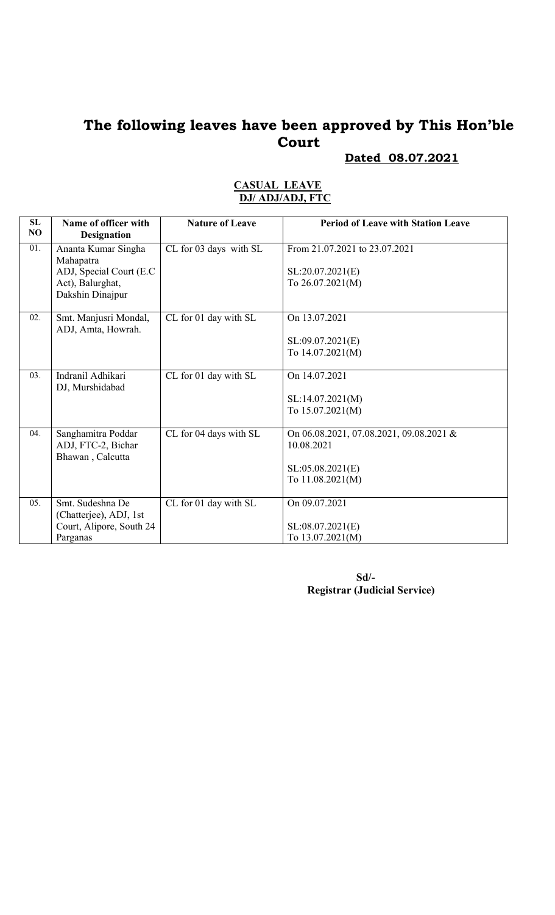# The following leaves have been approved by This Hon'ble Court

**Dated 08.07.2021**

**CASUAL LEAVE**
**DJ/ ADJ/ADJ, FTC**

| SL NO | Name of officer with Designation | Nature of Leave | Period of Leave with Station Leave |
|---|---|---|---|
| 01. | Ananta Kumar Singha Mahapatra ADJ, Special Court (E.C Act), Balurghat, Dakshin Dinajpur | CL for 03 days with SL | From 21.07.2021 to 23.07.2021<br><br>SL:20.07.2021(E) To 26.07.2021(M) |
| 02. | Smt. Manjusri Mondal, ADJ, Amta, Howrah. | CL for 01 day with SL | On 13.07.2021<br><br>SL:09.07.2021(E) To 14.07.2021(M) |
| 03. | Indranil Adhikari DJ, Murshidabad | CL for 01 day with SL | On 14.07.2021<br><br>SL:14.07.2021(M) To 15.07.2021(M) |
| 04. | Sanghamitra Poddar ADJ, FTC-2, Bichar Bhawan , Calcutta | CL for 04 days with SL | On 06.08.2021, 07.08.2021, 09.08.2021 & 10.08.2021<br><br>SL:05.08.2021(E) To 11.08.2021(M) |
| 05. | Smt. Sudeshna De (Chatterjee), ADJ, 1st Court, Alipore, South 24 Parganas | CL for 01 day with SL | On 09.07.2021<br><br>SL:08.07.2021(E) To 13.07.2021(M) |

**Sd/-**
**Registrar (Judicial Service)**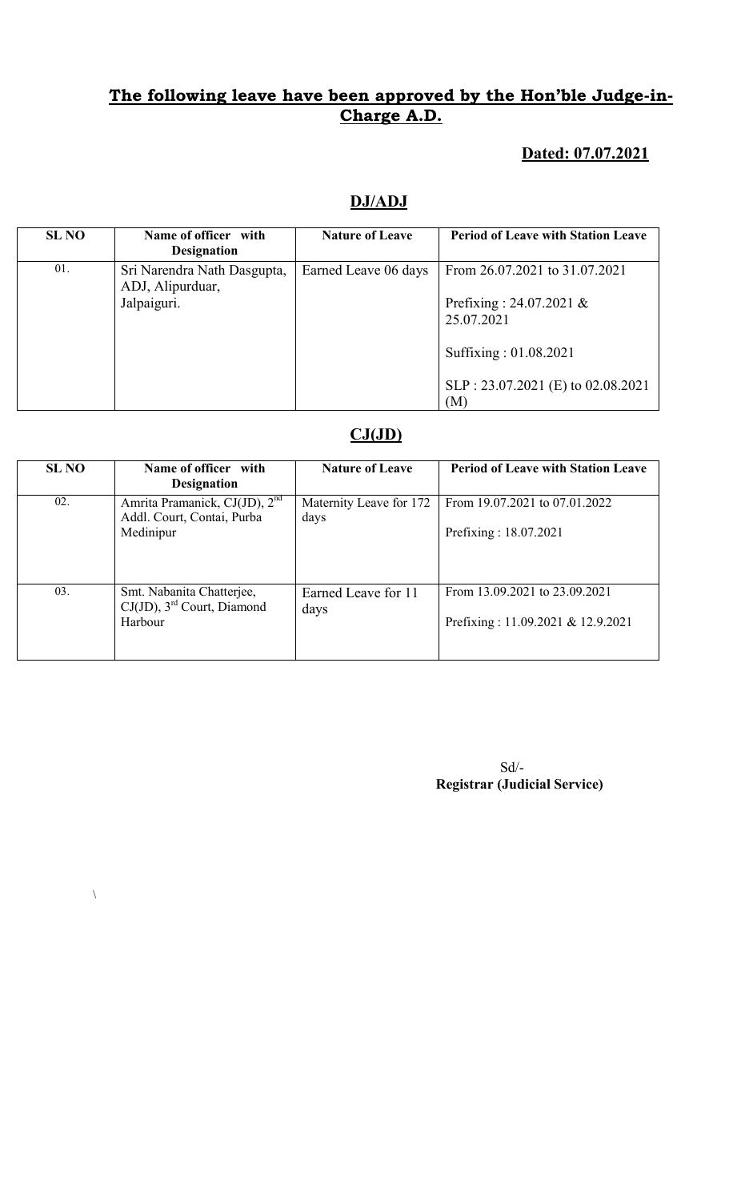## **The following leave have been approved by the Hon'ble Judge-in-Charge A.D.**

**Dated: 07.07.2021**

### **DJ/ADJ**

| SL NO | Name of officer with Designation | Nature of Leave | Period of Leave with Station Leave |
|---|---|---|---|
| 01. | Sri Narendra Nath Dasgupta, ADJ, Alipurduar, Jalpaiguri. | Earned Leave 06 days | From 26.07.2021 to 31.07.2021<br><br>Prefixing : 24.07.2021 & 25.07.2021<br><br>Suffixing : 01.08.2021<br><br>SLP : 23.07.2021 (E) to 02.08.2021 (M) |

### **CJ(JD)**

| SL NO | Name of officer with Designation | Nature of Leave | Period of Leave with Station Leave |
|---|---|---|---|
| 02. | Amrita Pramanick, CJ(JD), 2nd Addl. Court, Contai, Purba Medinipur | Maternity Leave for 172 days | From 19.07.2021 to 07.01.2022<br><br>Prefixing : 18.07.2021 |
| 03. | Smt. Nabanita Chatterjee, CJ(JD), 3rd Court, Diamond Harbour | Earned Leave for 11 days | From 13.09.2021 to 23.09.2021<br><br>Prefixing : 11.09.2021 & 12.9.2021 |

Sd/-
**Registrar (Judicial Service)**

\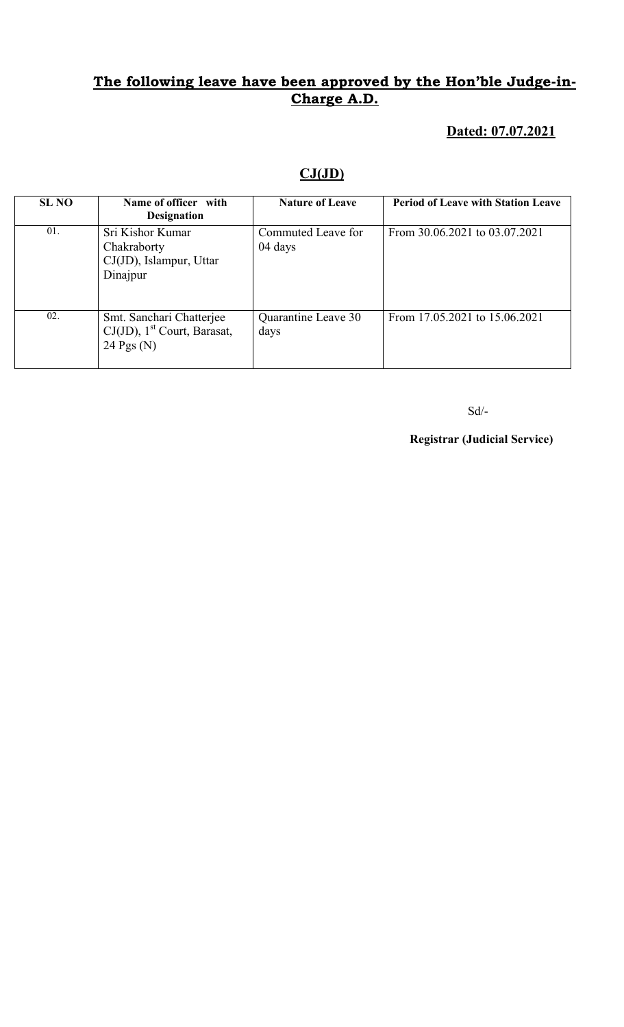## **The following leave have been approved by the Hon'ble Judge-in-Charge A.D.**

**Dated: 07.07.2021**

### **CJ(JD)**

| SL NO | Name of officer with Designation | Nature of Leave | Period of Leave with Station Leave |
|---|---|---|---|
| 01. | Sri Kishor Kumar Chakraborty CJ(JD), Islampur, Uttar Dinajpur | Commuted Leave for 04 days | From 30.06.2021 to 03.07.2021 |
| 02. | Smt. Sanchari Chatterjee CJ(JD), 1st Court, Barasat, 24 Pgs (N) | Quarantine Leave 30 days | From 17.05.2021 to 15.06.2021 |

Sd/-

**Registrar (Judicial Service)**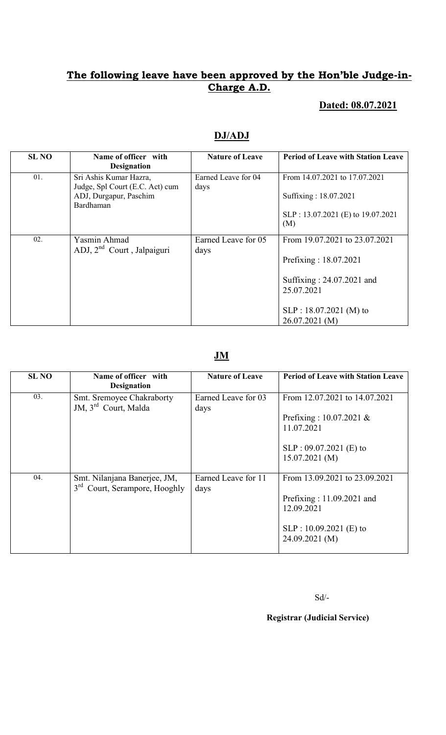## The following leave have been approved by the Hon'ble Judge-in-Charge A.D.

**Dated: 08.07.2021**

### DJ/ADJ

| SL NO | Name of officer with Designation | Nature of Leave | Period of Leave with Station Leave |
|---|---|---|---|
| 01. | Sri Ashis Kumar Hazra, Judge, Spl Court (E.C. Act) cum ADJ, Durgapur, Paschim Bardhaman | Earned Leave for 04 days | From 14.07.2021 to 17.07.2021<br><br>Suffixing : 18.07.2021<br><br>SLP : 13.07.2021 (E) to 19.07.2021 (M) |
| 02. | Yasmin Ahmad<br>ADJ, 2nd Court , Jalpaiguri | Earned Leave for 05 days | From 19.07.2021 to 23.07.2021<br><br>Prefixing : 18.07.2021<br><br>Suffixing : 24.07.2021 and 25.07.2021<br><br>SLP : 18.07.2021 (M) to 26.07.2021 (M) |

### JM

| SL NO | Name of officer with Designation | Nature of Leave | Period of Leave with Station Leave |
|---|---|---|---|
| 03. | Smt. Sremoyee Chakraborty<br>JM, 3rd Court, Malda | Earned Leave for 03 days | From 12.07.2021 to 14.07.2021<br><br>Prefixing : 10.07.2021 & 11.07.2021<br><br>SLP : 09.07.2021 (E) to 15.07.2021 (M) |
| 04. | Smt. Nilanjana Banerjee, JM, 3rd Court, Serampore, Hooghly | Earned Leave for 11 days | From 13.09.2021 to 23.09.2021<br><br>Prefixing : 11.09.2021 and 12.09.2021<br><br>SLP : 10.09.2021 (E) to 24.09.2021 (M) |

Sd/-

**Registrar (Judicial Service)**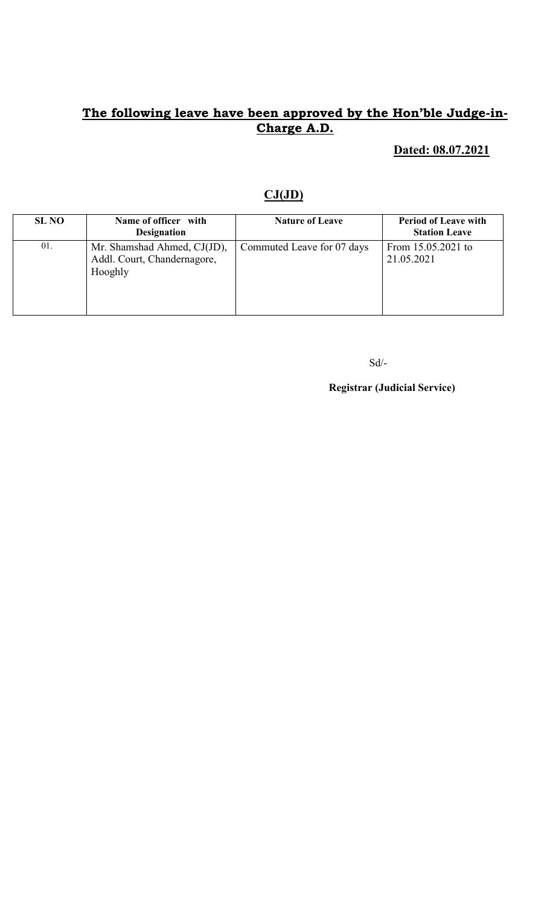## **The following leave have been approved by the Hon'ble Judge-in-Charge A.D.**

**Dated: 08.07.2021**

## **CJ(JD)**

| SL NO | Name of officer with Designation | Nature of Leave | Period of Leave with Station Leave |
|---|---|---|---|
| 01. | Mr. Shamshad Ahmed, CJ(JD), Addl. Court, Chandernagore, Hooghly | Commuted Leave for 07 days | From 15.05.2021 to 21.05.2021 |

Sd/-

**Registrar (Judicial Service)**